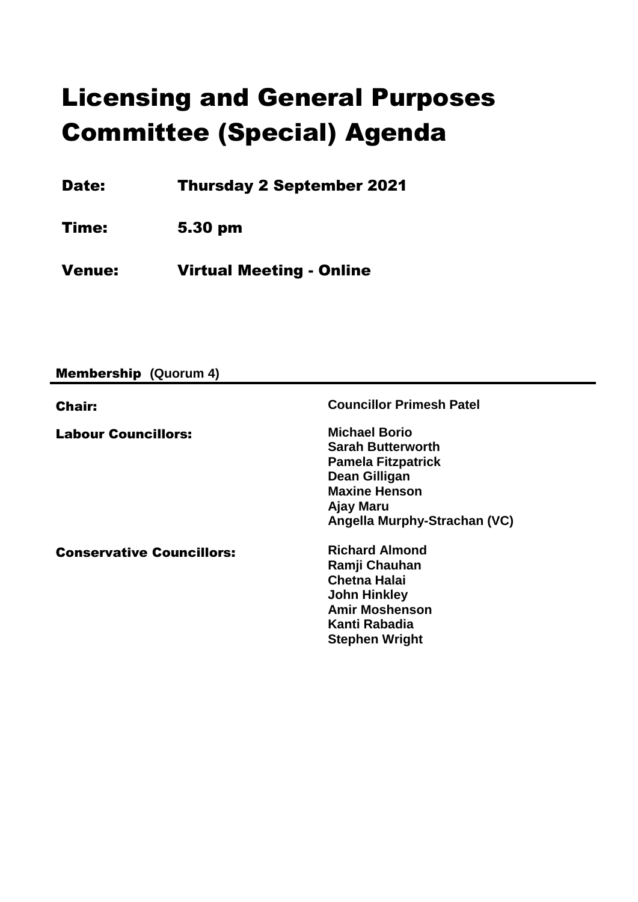# Licensing and General Purposes Committee (Special) Agenda

**Date:** Thursday 2 September 2021

**Time:** 5.30 pm

**Venue:** Virtual Meeting - Online

**Membership (Quorum 4)**

| | |
|---|---|
| **Chair:** | **Councillor Primesh Patel** |
| **Labour Councillors:** | **Michael Borio**<br>**Sarah Butterworth**<br>**Pamela Fitzpatrick**<br>**Dean Gilligan**<br>**Maxine Henson**<br>**Ajay Maru**<br>**Angella Murphy-Strachan (VC)** |
| **Conservative Councillors:** | **Richard Almond**<br>**Ramji Chauhan**<br>**Chetna Halai**<br>**John Hinkley**<br>**Amir Moshenson**<br>**Kanti Rabadia**<br>**Stephen Wright** |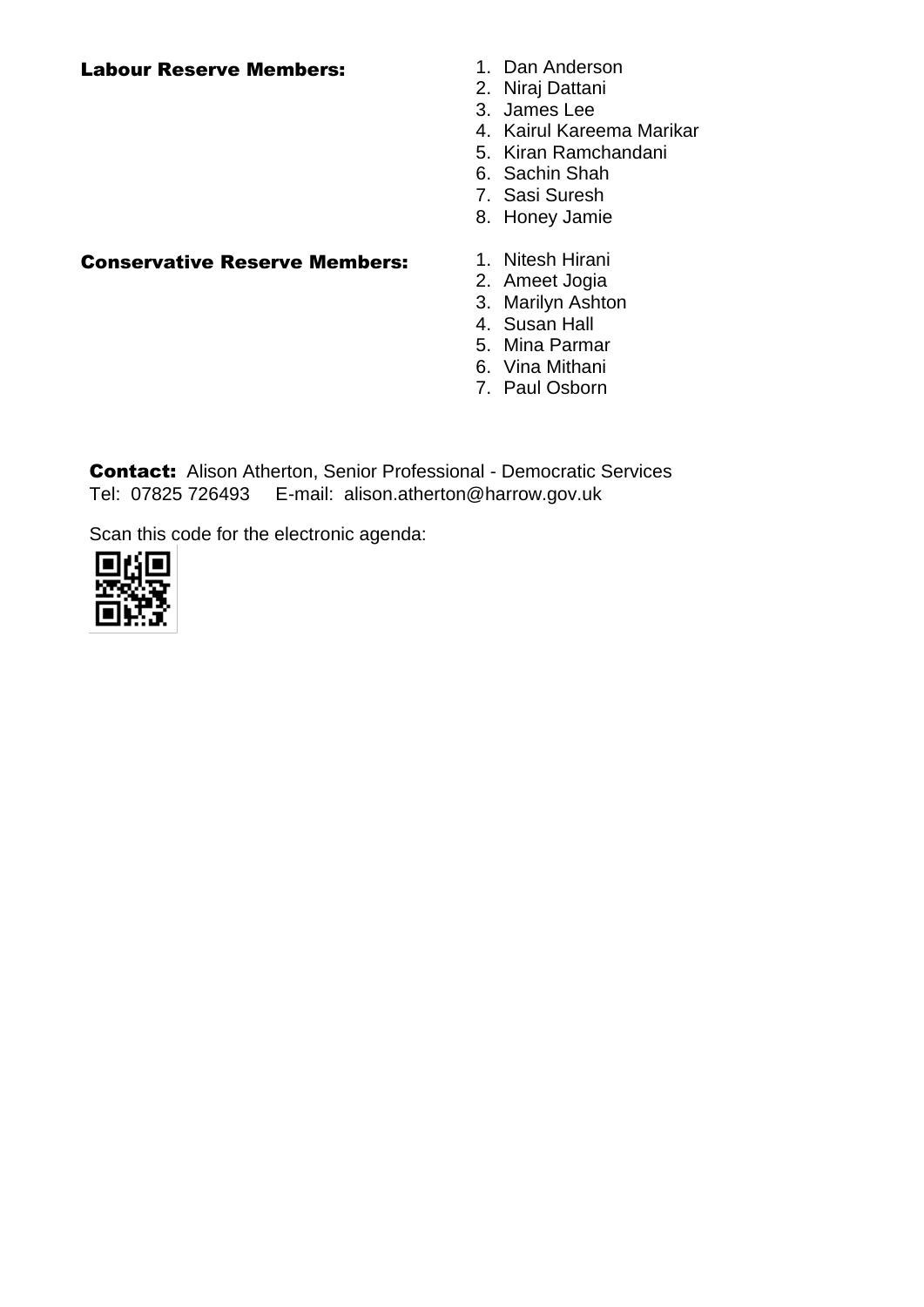**Labour Reserve Members:**

1. Dan Anderson
2. Niraj Dattani
3. James Lee
4. Kairul Kareema Marikar
5. Kiran Ramchandani
6. Sachin Shah
7. Sasi Suresh
8. Honey Jamie

**Conservative Reserve Members:**

1. Nitesh Hirani
2. Ameet Jogia
3. Marilyn Ashton
4. Susan Hall
5. Mina Parmar
6. Vina Mithani
7. Paul Osborn

**Contact:** Alison Atherton, Senior Professional - Democratic Services
Tel: 07825 726493 E-mail: alison.atherton@harrow.gov.uk

Scan this code for the electronic agenda: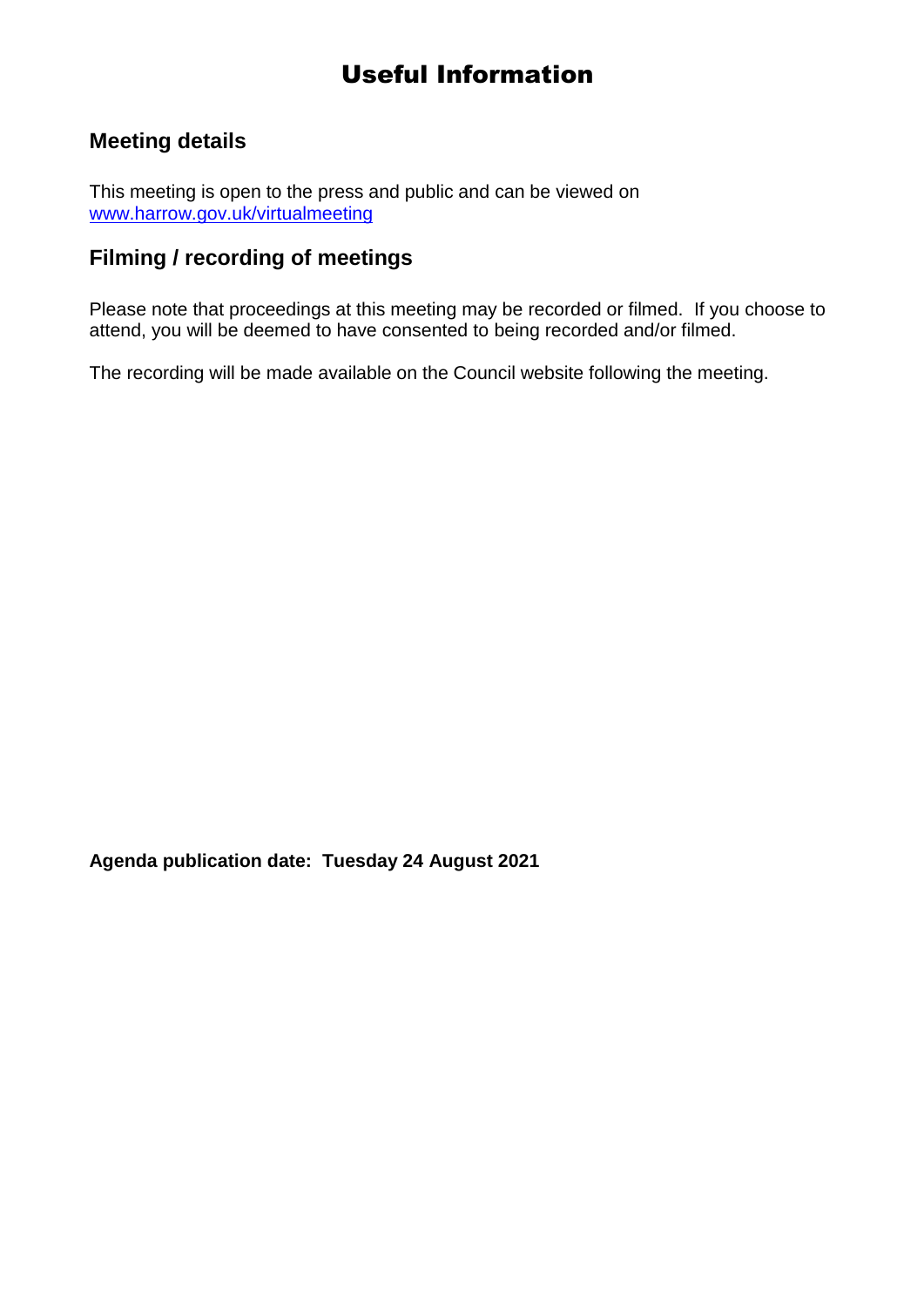# Useful Information

## Meeting details

This meeting is open to the press and public and can be viewed on [www.harrow.gov.uk/virtualmeeting](www.harrow.gov.uk/virtualmeeting)

## Filming / recording of meetings

Please note that proceedings at this meeting may be recorded or filmed. If you choose to attend, you will be deemed to have consented to being recorded and/or filmed.

The recording will be made available on the Council website following the meeting.

**Agenda publication date: Tuesday 24 August 2021**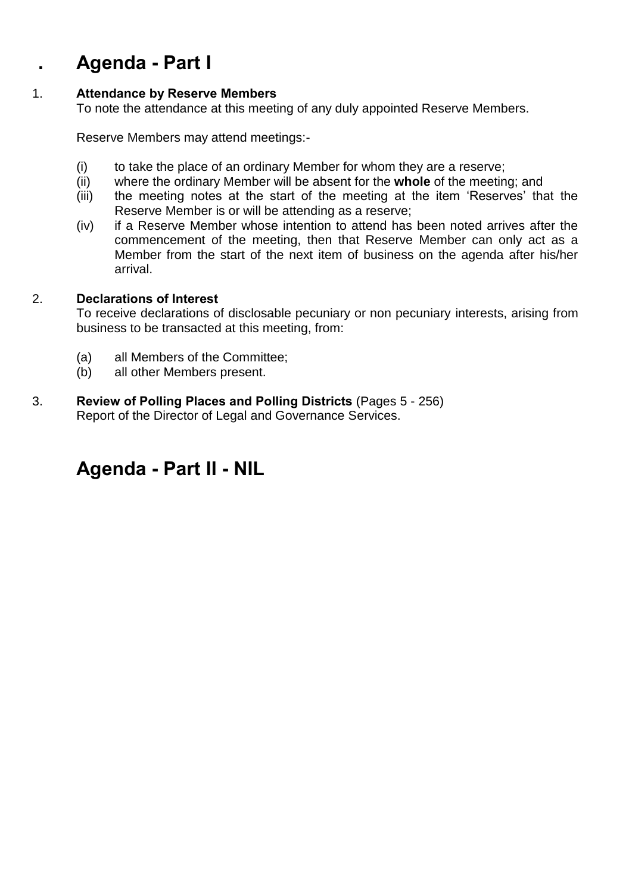# . Agenda - Part I

1. **Attendance by Reserve Members**
   To note the attendance at this meeting of any duly appointed Reserve Members.

   Reserve Members may attend meetings:-

   (i) to take the place of an ordinary Member for whom they are a reserve;
   (ii) where the ordinary Member will be absent for the **whole** of the meeting; and
   (iii) the meeting notes at the start of the meeting at the item 'Reserves' that the Reserve Member is or will be attending as a reserve;
   (iv) if a Reserve Member whose intention to attend has been noted arrives after the commencement of the meeting, then that Reserve Member can only act as a Member from the start of the next item of business on the agenda after his/her arrival.

2. **Declarations of Interest**
   To receive declarations of disclosable pecuniary or non pecuniary interests, arising from business to be transacted at this meeting, from:

   (a) all Members of the Committee;
   (b) all other Members present.

3. **Review of Polling Places and Polling Districts** (Pages 5 - 256)
   Report of the Director of Legal and Governance Services.

# Agenda - Part II - NIL